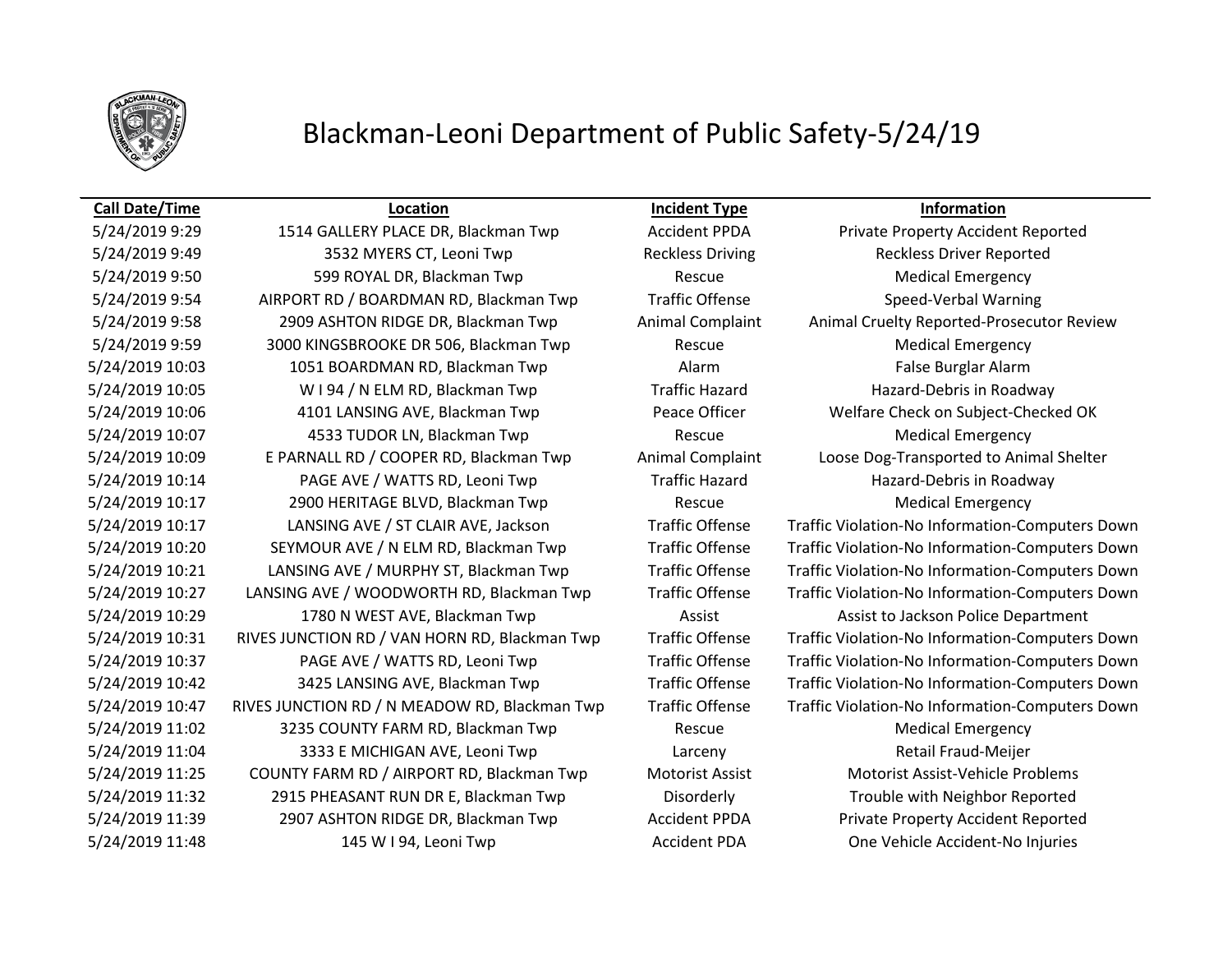# Blackman-Leoni Department of Public Safety-5/24/19

| Call Date/Time | Location | Incident Type | Information |
|---|---|---|---|
| 5/24/2019 9:29 | 1514 GALLERY PLACE DR, Blackman Twp | Accident PPDA | Private Property Accident Reported |
| 5/24/2019 9:49 | 3532 MYERS CT, Leoni Twp | Reckless Driving | Reckless Driver Reported |
| 5/24/2019 9:50 | 599 ROYAL DR, Blackman Twp | Rescue | Medical Emergency |
| 5/24/2019 9:54 | AIRPORT RD / BOARDMAN RD, Blackman Twp | Traffic Offense | Speed-Verbal Warning |
| 5/24/2019 9:58 | 2909 ASHTON RIDGE DR, Blackman Twp | Animal Complaint | Animal Cruelty Reported-Prosecutor Review |
| 5/24/2019 9:59 | 3000 KINGSBROOKE DR 506, Blackman Twp | Rescue | Medical Emergency |
| 5/24/2019 10:03 | 1051 BOARDMAN RD, Blackman Twp | Alarm | False Burglar Alarm |
| 5/24/2019 10:05 | W I 94 / N ELM RD, Blackman Twp | Traffic Hazard | Hazard-Debris in Roadway |
| 5/24/2019 10:06 | 4101 LANSING AVE, Blackman Twp | Peace Officer | Welfare Check on Subject-Checked OK |
| 5/24/2019 10:07 | 4533 TUDOR LN, Blackman Twp | Rescue | Medical Emergency |
| 5/24/2019 10:09 | E PARNALL RD / COOPER RD, Blackman Twp | Animal Complaint | Loose Dog-Transported to Animal Shelter |
| 5/24/2019 10:14 | PAGE AVE / WATTS RD, Leoni Twp | Traffic Hazard | Hazard-Debris in Roadway |
| 5/24/2019 10:17 | 2900 HERITAGE BLVD, Blackman Twp | Rescue | Medical Emergency |
| 5/24/2019 10:17 | LANSING AVE / ST CLAIR AVE, Jackson | Traffic Offense | Traffic Violation-No Information-Computers Down |
| 5/24/2019 10:20 | SEYMOUR AVE / N ELM RD, Blackman Twp | Traffic Offense | Traffic Violation-No Information-Computers Down |
| 5/24/2019 10:21 | LANSING AVE / MURPHY ST, Blackman Twp | Traffic Offense | Traffic Violation-No Information-Computers Down |
| 5/24/2019 10:27 | LANSING AVE / WOODWORTH RD, Blackman Twp | Traffic Offense | Traffic Violation-No Information-Computers Down |
| 5/24/2019 10:29 | 1780 N WEST AVE, Blackman Twp | Assist | Assist to Jackson Police Department |
| 5/24/2019 10:31 | RIVES JUNCTION RD / VAN HORN RD, Blackman Twp | Traffic Offense | Traffic Violation-No Information-Computers Down |
| 5/24/2019 10:37 | PAGE AVE / WATTS RD, Leoni Twp | Traffic Offense | Traffic Violation-No Information-Computers Down |
| 5/24/2019 10:42 | 3425 LANSING AVE, Blackman Twp | Traffic Offense | Traffic Violation-No Information-Computers Down |
| 5/24/2019 10:47 | RIVES JUNCTION RD / N MEADOW RD, Blackman Twp | Traffic Offense | Traffic Violation-No Information-Computers Down |
| 5/24/2019 11:02 | 3235 COUNTY FARM RD, Blackman Twp | Rescue | Medical Emergency |
| 5/24/2019 11:04 | 3333 E MICHIGAN AVE, Leoni Twp | Larceny | Retail Fraud-Meijer |
| 5/24/2019 11:25 | COUNTY FARM RD / AIRPORT RD, Blackman Twp | Motorist Assist | Motorist Assist-Vehicle Problems |
| 5/24/2019 11:32 | 2915 PHEASANT RUN DR E, Blackman Twp | Disorderly | Trouble with Neighbor Reported |
| 5/24/2019 11:39 | 2907 ASHTON RIDGE DR, Blackman Twp | Accident PPDA | Private Property Accident Reported |
| 5/24/2019 11:48 | 145 W I 94, Leoni Twp | Accident PDA | One Vehicle Accident-No Injuries |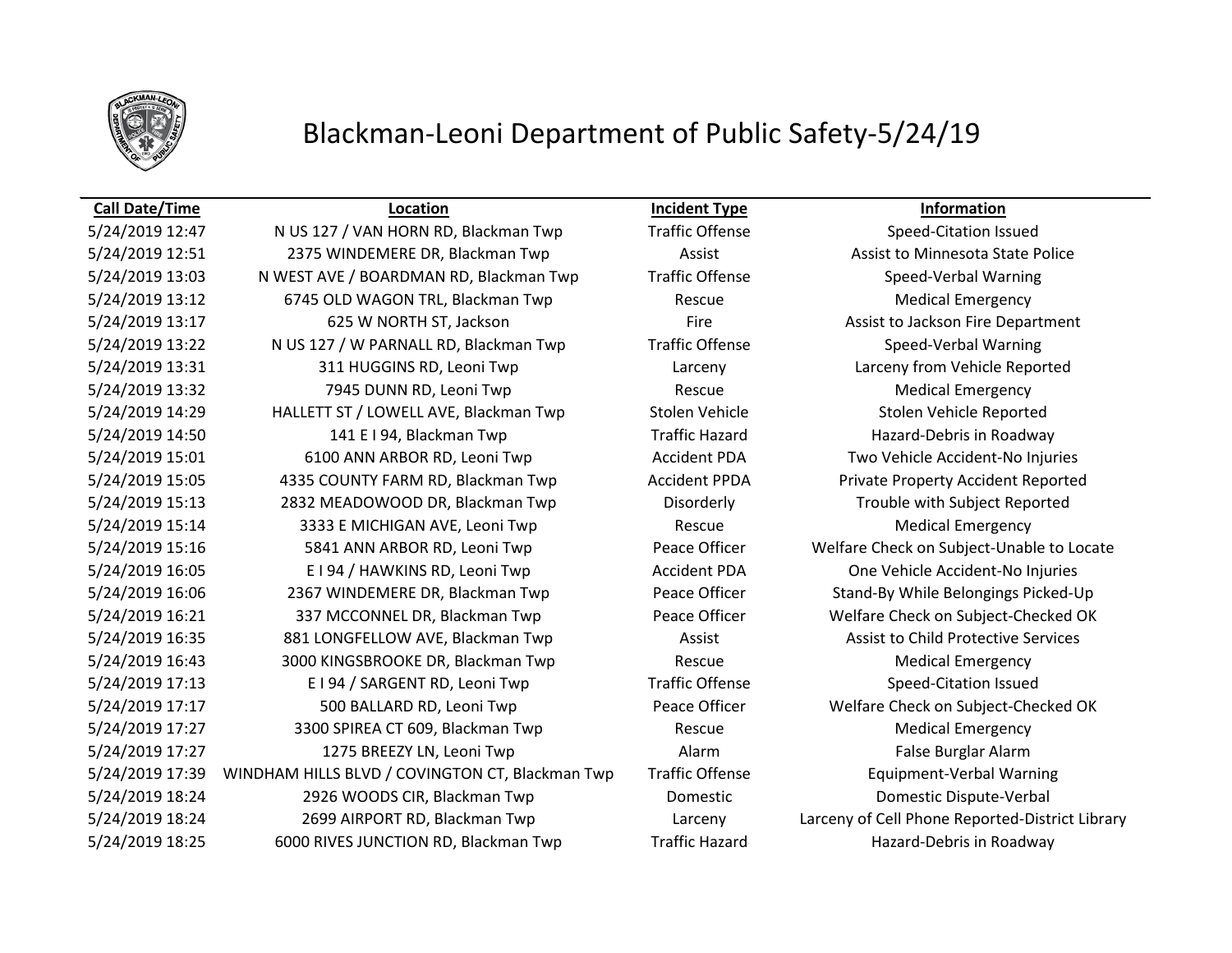# Blackman-Leoni Department of Public Safety-5/24/19

| Call Date/Time | Location | Incident Type | Information |
|---|---|---|---|
| 5/24/2019 12:47 | N US 127 / VAN HORN RD, Blackman Twp | Traffic Offense | Speed-Citation Issued |
| 5/24/2019 12:51 | 2375 WINDEMERE DR, Blackman Twp | Assist | Assist to Minnesota State Police |
| 5/24/2019 13:03 | N WEST AVE / BOARDMAN RD, Blackman Twp | Traffic Offense | Speed-Verbal Warning |
| 5/24/2019 13:12 | 6745 OLD WAGON TRL, Blackman Twp | Rescue | Medical Emergency |
| 5/24/2019 13:17 | 625 W NORTH ST, Jackson | Fire | Assist to Jackson Fire Department |
| 5/24/2019 13:22 | N US 127 / W PARNALL RD, Blackman Twp | Traffic Offense | Speed-Verbal Warning |
| 5/24/2019 13:31 | 311 HUGGINS RD, Leoni Twp | Larceny | Larceny from Vehicle Reported |
| 5/24/2019 13:32 | 7945 DUNN RD, Leoni Twp | Rescue | Medical Emergency |
| 5/24/2019 14:29 | HALLETT ST / LOWELL AVE, Blackman Twp | Stolen Vehicle | Stolen Vehicle Reported |
| 5/24/2019 14:50 | 141 E I 94, Blackman Twp | Traffic Hazard | Hazard-Debris in Roadway |
| 5/24/2019 15:01 | 6100 ANN ARBOR RD, Leoni Twp | Accident PDA | Two Vehicle Accident-No Injuries |
| 5/24/2019 15:05 | 4335 COUNTY FARM RD, Blackman Twp | Accident PPDA | Private Property Accident Reported |
| 5/24/2019 15:13 | 2832 MEADOWOOD DR, Blackman Twp | Disorderly | Trouble with Subject Reported |
| 5/24/2019 15:14 | 3333 E MICHIGAN AVE, Leoni Twp | Rescue | Medical Emergency |
| 5/24/2019 15:16 | 5841 ANN ARBOR RD, Leoni Twp | Peace Officer | Welfare Check on Subject-Unable to Locate |
| 5/24/2019 16:05 | E I 94 / HAWKINS RD, Leoni Twp | Accident PDA | One Vehicle Accident-No Injuries |
| 5/24/2019 16:06 | 2367 WINDEMERE DR, Blackman Twp | Peace Officer | Stand-By While Belongings Picked-Up |
| 5/24/2019 16:21 | 337 MCCONNEL DR, Blackman Twp | Peace Officer | Welfare Check on Subject-Checked OK |
| 5/24/2019 16:35 | 881 LONGFELLOW AVE, Blackman Twp | Assist | Assist to Child Protective Services |
| 5/24/2019 16:43 | 3000 KINGSBROOKE DR, Blackman Twp | Rescue | Medical Emergency |
| 5/24/2019 17:13 | E I 94 / SARGENT RD, Leoni Twp | Traffic Offense | Speed-Citation Issued |
| 5/24/2019 17:17 | 500 BALLARD RD, Leoni Twp | Peace Officer | Welfare Check on Subject-Checked OK |
| 5/24/2019 17:27 | 3300 SPIREA CT 609, Blackman Twp | Rescue | Medical Emergency |
| 5/24/2019 17:27 | 1275 BREEZY LN, Leoni Twp | Alarm | False Burglar Alarm |
| 5/24/2019 17:39 | WINDHAM HILLS BLVD / COVINGTON CT, Blackman Twp | Traffic Offense | Equipment-Verbal Warning |
| 5/24/2019 18:24 | 2926 WOODS CIR, Blackman Twp | Domestic | Domestic Dispute-Verbal |
| 5/24/2019 18:24 | 2699 AIRPORT RD, Blackman Twp | Larceny | Larceny of Cell Phone Reported-District Library |
| 5/24/2019 18:25 | 6000 RIVES JUNCTION RD, Blackman Twp | Traffic Hazard | Hazard-Debris in Roadway |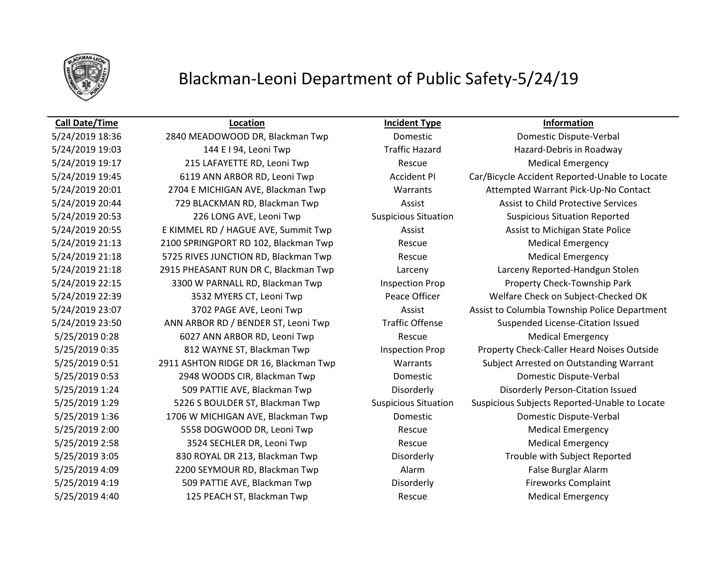# Blackman-Leoni Department of Public Safety-5/24/19

| Call Date/Time | Location | Incident Type | Information |
|---|---|---|---|
| 5/24/2019 18:36 | 2840 MEADOWOOD DR, Blackman Twp | Domestic | Domestic Dispute-Verbal |
| 5/24/2019 19:03 | 144 E I 94, Leoni Twp | Traffic Hazard | Hazard-Debris in Roadway |
| 5/24/2019 19:17 | 215 LAFAYETTE RD, Leoni Twp | Rescue | Medical Emergency |
| 5/24/2019 19:45 | 6119 ANN ARBOR RD, Leoni Twp | Accident PI | Car/Bicycle Accident Reported-Unable to Locate |
| 5/24/2019 20:01 | 2704 E MICHIGAN AVE, Blackman Twp | Warrants | Attempted Warrant Pick-Up-No Contact |
| 5/24/2019 20:44 | 729 BLACKMAN RD, Blackman Twp | Assist | Assist to Child Protective Services |
| 5/24/2019 20:53 | 226 LONG AVE, Leoni Twp | Suspicious Situation | Suspicious Situation Reported |
| 5/24/2019 20:55 | E KIMMEL RD / HAGUE AVE, Summit Twp | Assist | Assist to Michigan State Police |
| 5/24/2019 21:13 | 2100 SPRINGPORT RD 102, Blackman Twp | Rescue | Medical Emergency |
| 5/24/2019 21:18 | 5725 RIVES JUNCTION RD, Blackman Twp | Rescue | Medical Emergency |
| 5/24/2019 21:18 | 2915 PHEASANT RUN DR C, Blackman Twp | Larceny | Larceny Reported-Handgun Stolen |
| 5/24/2019 22:15 | 3300 W PARNALL RD, Blackman Twp | Inspection Prop | Property Check-Township Park |
| 5/24/2019 22:39 | 3532 MYERS CT, Leoni Twp | Peace Officer | Welfare Check on Subject-Checked OK |
| 5/24/2019 23:07 | 3702 PAGE AVE, Leoni Twp | Assist | Assist to Columbia Township Police Department |
| 5/24/2019 23:50 | ANN ARBOR RD / BENDER ST, Leoni Twp | Traffic Offense | Suspended License-Citation Issued |
| 5/25/2019 0:28 | 6027 ANN ARBOR RD, Leoni Twp | Rescue | Medical Emergency |
| 5/25/2019 0:35 | 812 WAYNE ST, Blackman Twp | Inspection Prop | Property Check-Caller Heard Noises Outside |
| 5/25/2019 0:51 | 2911 ASHTON RIDGE DR 16, Blackman Twp | Warrants | Subject Arrested on Outstanding Warrant |
| 5/25/2019 0:53 | 2948 WOODS CIR, Blackman Twp | Domestic | Domestic Dispute-Verbal |
| 5/25/2019 1:24 | 509 PATTIE AVE, Blackman Twp | Disorderly | Disorderly Person-Citation Issued |
| 5/25/2019 1:29 | 5226 S BOULDER ST, Blackman Twp | Suspicious Situation | Suspicious Subjects Reported-Unable to Locate |
| 5/25/2019 1:36 | 1706 W MICHIGAN AVE, Blackman Twp | Domestic | Domestic Dispute-Verbal |
| 5/25/2019 2:00 | 5558 DOGWOOD DR, Leoni Twp | Rescue | Medical Emergency |
| 5/25/2019 2:58 | 3524 SECHLER DR, Leoni Twp | Rescue | Medical Emergency |
| 5/25/2019 3:05 | 830 ROYAL DR 213, Blackman Twp | Disorderly | Trouble with Subject Reported |
| 5/25/2019 4:09 | 2200 SEYMOUR RD, Blackman Twp | Alarm | False Burglar Alarm |
| 5/25/2019 4:19 | 509 PATTIE AVE, Blackman Twp | Disorderly | Fireworks Complaint |
| 5/25/2019 4:40 | 125 PEACH ST, Blackman Twp | Rescue | Medical Emergency |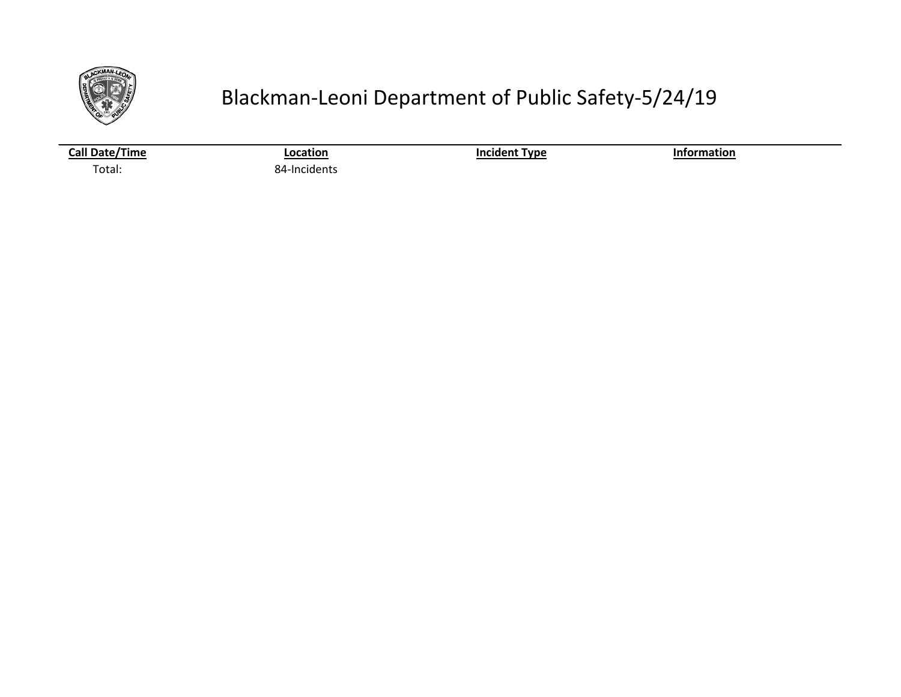# Blackman-Leoni Department of Public Safety-5/24/19

| Call Date/Time | Location | Incident Type | Information |
| --- | --- | --- | --- |
| Total: | 84-Incidents | | |